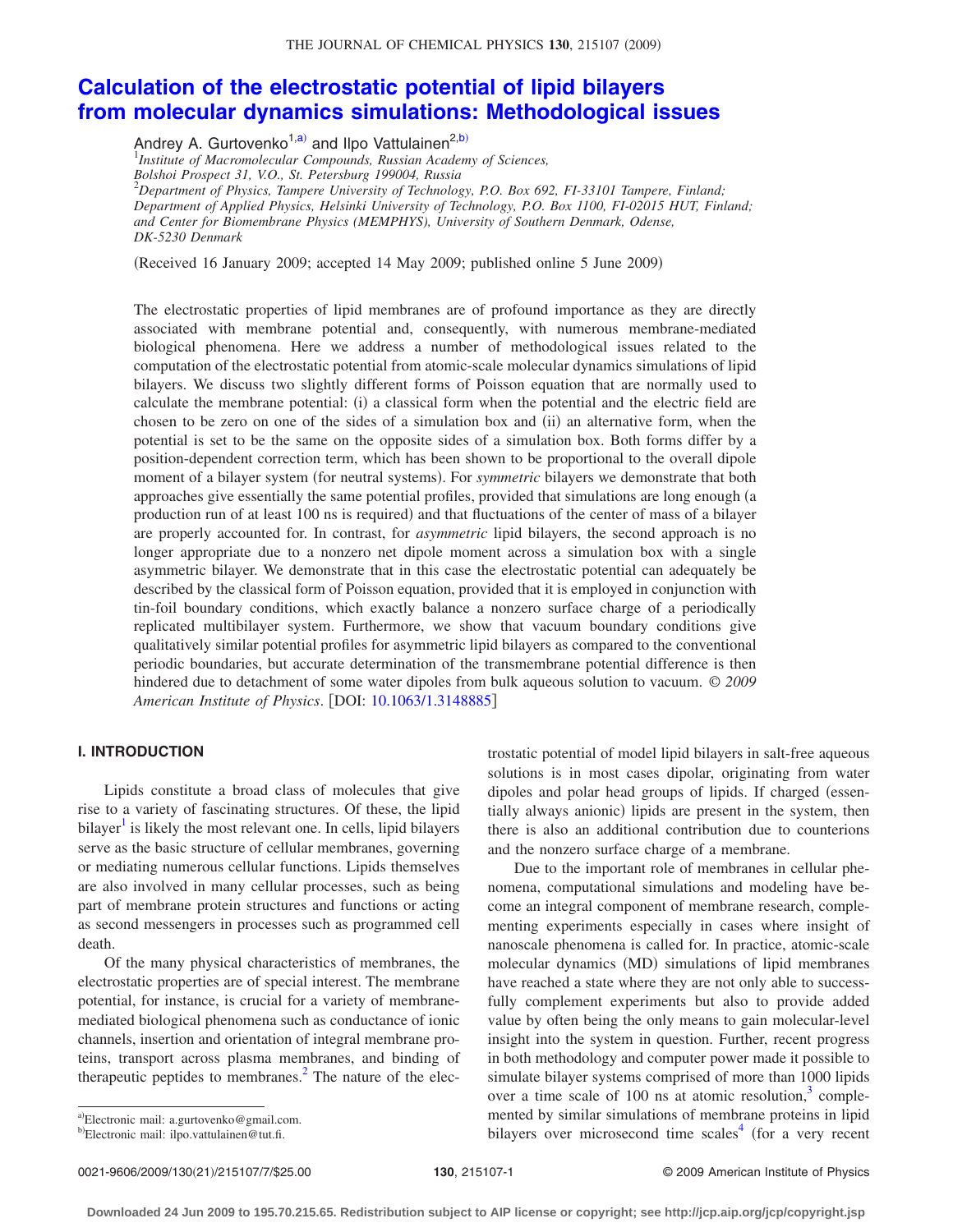# Calculation of the electrostatic potential of lipid bilayers from molecular dynamics simulations: Methodological issues

Andrey A. Gurtovenko[1,a)] and Ilpo Vattulainen[2,b)]

[1]*Institute of Macromolecular Compounds, Russian Academy of Sciences, Bolshoi Prospect 31, V.O., St. Petersburg 199004, Russia*
[2]*Department of Physics, Tampere University of Technology, P.O. Box 692, FI-33101 Tampere, Finland; Department of Applied Physics, Helsinki University of Technology, P.O. Box 1100, FI-02015 HUT, Finland; and Center for Biomembrane Physics (MEMPHYS), University of Southern Denmark, Odense, DK-5230 Denmark*

(Received 16 January 2009; accepted 14 May 2009; published online 5 June 2009)

The electrostatic properties of lipid membranes are of profound importance as they are directly associated with membrane potential and, consequently, with numerous membrane-mediated biological phenomena. Here we address a number of methodological issues related to the computation of the electrostatic potential from atomic-scale molecular dynamics simulations of lipid bilayers. We discuss two slightly different forms of Poisson equation that are normally used to calculate the membrane potential: (i) a classical form when the potential and the electric field are chosen to be zero on one of the sides of a simulation box and (ii) an alternative form, when the potential is set to be the same on the opposite sides of a simulation box. Both forms differ by a position-dependent correction term, which has been shown to be proportional to the overall dipole moment of a bilayer system (for neutral systems). For *symmetric* bilayers we demonstrate that both approaches give essentially the same potential profiles, provided that simulations are long enough (a production run of at least 100 ns is required) and that fluctuations of the center of mass of a bilayer are properly accounted for. In contrast, for *asymmetric* lipid bilayers, the second approach is no longer appropriate due to a nonzero net dipole moment across a simulation box with a single asymmetric bilayer. We demonstrate that in this case the electrostatic potential can adequately be described by the classical form of Poisson equation, provided that it is employed in conjunction with tin-foil boundary conditions, which exactly balance a nonzero surface charge of a periodically replicated multibilayer system. Furthermore, we show that vacuum boundary conditions give qualitatively similar potential profiles for asymmetric lipid bilayers as compared to the conventional periodic boundaries, but accurate determination of the transmembrane potential difference is then hindered due to detachment of some water dipoles from bulk aqueous solution to vacuum. © *2009 American Institute of Physics*. [DOI: 10.1063/1.3148885]

## I. INTRODUCTION

Lipids constitute a broad class of molecules that give rise to a variety of fascinating structures. Of these, the lipid bilayer[1] is likely the most relevant one. In cells, lipid bilayers serve as the basic structure of cellular membranes, governing or mediating numerous cellular functions. Lipids themselves are also involved in many cellular processes, such as being part of membrane protein structures and functions or acting as second messengers in processes such as programmed cell death.

Of the many physical characteristics of membranes, the electrostatic properties are of special interest. The membrane potential, for instance, is crucial for a variety of membrane-mediated biological phenomena such as conductance of ionic channels, insertion and orientation of integral membrane proteins, transport across plasma membranes, and binding of therapeutic peptides to membranes.[2] The nature of the electrostatic potential of model lipid bilayers in salt-free aqueous solutions is in most cases dipolar, originating from water dipoles and polar head groups of lipids. If charged (essentially always anionic) lipids are present in the system, then there is also an additional contribution due to counterions and the nonzero surface charge of a membrane.

Due to the important role of membranes in cellular phenomena, computational simulations and modeling have become an integral component of membrane research, complementing experiments especially in cases where insight of nanoscale phenomena is called for. In practice, atomic-scale molecular dynamics (MD) simulations of lipid membranes have reached a state where they are not only able to successfully complement experiments but also to provide added value by often being the only means to gain molecular-level insight into the system in question. Further, recent progress in both methodology and computer power made it possible to simulate bilayer systems comprised of more than 1000 lipids over a time scale of 100 ns at atomic resolution,[3] complemented by similar simulations of membrane proteins in lipid bilayers over microsecond time scales[4] (for a very recent

a) Electronic mail: a.gurtovenko@gmail.com.
b) Electronic mail: ilpo.vattulainen@tut.fi.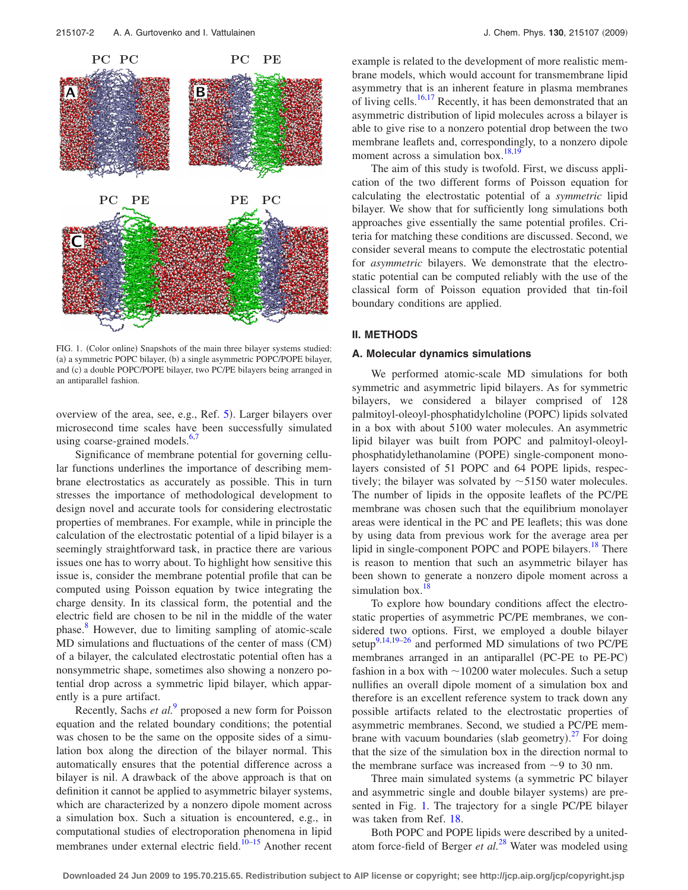FIG. 1. (Color online) Snapshots of the main three bilayer systems studied: (a) a symmetric POPC bilayer, (b) a single asymmetric POPC/POPE bilayer, and (c) a double POPC/POPE bilayer, two PC/PE bilayers being arranged in an antiparallel fashion.

overview of the area, see, e.g., Ref. 5). Larger bilayers over microsecond time scales have been successfully simulated using coarse-grained models.[6,7]

Significance of membrane potential for governing cellular functions underlines the importance of describing membrane electrostatics as accurately as possible. This in turn stresses the importance of methodological development to design novel and accurate tools for considering electrostatic properties of membranes. For example, while in principle the calculation of the electrostatic potential of a lipid bilayer is a seemingly straightforward task, in practice there are various issues one has to worry about. To highlight how sensitive this issue is, consider the membrane potential profile that can be computed using Poisson equation by twice integrating the charge density. In its classical form, the potential and the electric field are chosen to be nil in the middle of the water phase.[8] However, due to limiting sampling of atomic-scale MD simulations and fluctuations of the center of mass (CM) of a bilayer, the calculated electrostatic potential often has a nonsymmetric shape, sometimes also showing a nonzero potential drop across a symmetric lipid bilayer, which apparently is a pure artifact.

Recently, Sachs *et al.*[9] proposed a new form for Poisson equation and the related boundary conditions; the potential was chosen to be the same on the opposite sides of a simulation box along the direction of the bilayer normal. This automatically ensures that the potential difference across a bilayer is nil. A drawback of the above approach is that on definition it cannot be applied to asymmetric bilayer systems, which are characterized by a nonzero dipole moment across a simulation box. Such a situation is encountered, e.g., in computational studies of electroporation phenomena in lipid membranes under external electric field.[10–15] Another recent example is related to the development of more realistic membrane models, which would account for transmembrane lipid asymmetry that is an inherent feature in plasma membranes of living cells.[16,17] Recently, it has been demonstrated that an asymmetric distribution of lipid molecules across a bilayer is able to give rise to a nonzero potential drop between the two membrane leaflets and, correspondingly, to a nonzero dipole moment across a simulation box.[18,19]

The aim of this study is twofold. First, we discuss application of the two different forms of Poisson equation for calculating the electrostatic potential of a *symmetric* lipid bilayer. We show that for sufficiently long simulations both approaches give essentially the same potential profiles. Criteria for matching these conditions are discussed. Second, we consider several means to compute the electrostatic potential for *asymmetric* bilayers. We demonstrate that the electrostatic potential can be computed reliably with the use of the classical form of Poisson equation provided that tin-foil boundary conditions are applied.

## II. METHODS

### A. Molecular dynamics simulations

We performed atomic-scale MD simulations for both symmetric and asymmetric lipid bilayers. As for symmetric bilayers, we considered a bilayer comprised of 128 palmitoyl-oleoyl-phosphatidylcholine (POPC) lipids solvated in a box with about 5100 water molecules. An asymmetric lipid bilayer was built from POPC and palmitoyl-oleoyl-phosphatidylethanolamine (POPE) single-component monolayers consisted of 51 POPC and 64 POPE lipids, respectively; the bilayer was solvated by ~5150 water molecules. The number of lipids in the opposite leaflets of the PC/PE membrane was chosen such that the equilibrium monolayer areas were identical in the PC and PE leaflets; this was done by using data from previous work for the average area per lipid in single-component POPC and POPE bilayers.[18] There is reason to mention that such an asymmetric bilayer has been shown to generate a nonzero dipole moment across a simulation box.[18]

To explore how boundary conditions affect the electrostatic properties of asymmetric PC/PE membranes, we considered two options. First, we employed a double bilayer setup[9,14,19–26] and performed MD simulations of two PC/PE membranes arranged in an antiparallel (PC-PE to PE-PC) fashion in a box with ~10200 water molecules. Such a setup nullifies an overall dipole moment of a simulation box and therefore is an excellent reference system to track down any possible artifacts related to the electrostatic properties of asymmetric membranes. Second, we studied a PC/PE membrane with vacuum boundaries (slab geometry).[27] For doing that the size of the simulation box in the direction normal to the membrane surface was increased from ~9 to 30 nm.

Three main simulated systems (a symmetric PC bilayer and asymmetric single and double bilayer systems) are presented in Fig. 1. The trajectory for a single PC/PE bilayer was taken from Ref. 18.

Both POPC and POPE lipids were described by a united-atom force-field of Berger *et al.*[28] Water was modeled using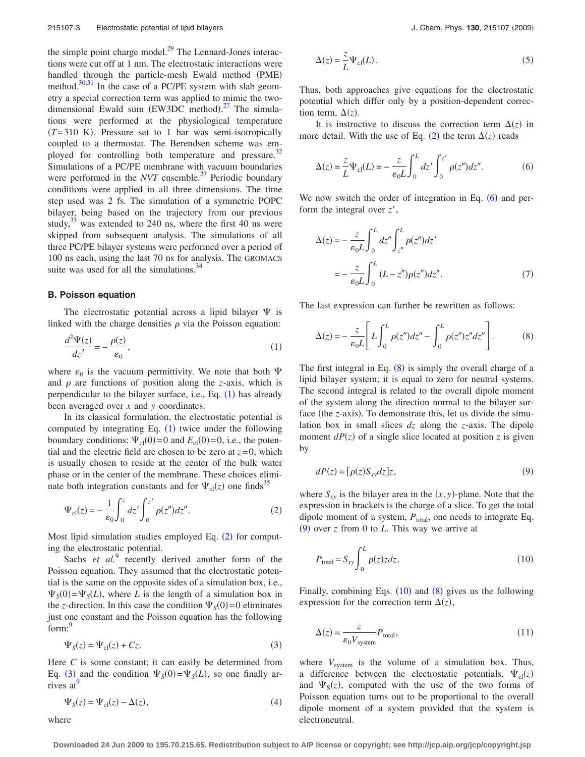the simple point charge model.[29] The Lennard-Jones interactions were cut off at 1 nm. The electrostatic interactions were handled through the particle-mesh Ewald method (PME) method.[30,31] In the case of a PC/PE system with slab geometry a special correction term was applied to mimic the two-dimensional Ewald sum (EW3DC method).[27] The simulations were performed at the physiological temperature ($T$=310 K). Pressure set to 1 bar was semi-isotropically coupled to a thermostat. The Berendsen scheme was employed for controlling both temperature and pressure.[32] Simulations of a PC/PE membrane with vacuum boundaries were performed in the *NVT* ensemble.[27] Periodic boundary conditions were applied in all three dimensions. The time step used was 2 fs. The simulation of a symmetric POPC bilayer, being based on the trajectory from our previous study,[33] was extended to 240 ns, where the first 40 ns were skipped from subsequent analysis. The simulations of all three PC/PE bilayer systems were performed over a period of 100 ns each, using the last 70 ns for analysis. The GROMACS suite was used for all the simulations.[34]

### B. Poisson equation

The electrostatic potential across a lipid bilayer $\Psi$ is linked with the charge densities $\rho$ via the Poisson equation:

$$\frac{d^2\Psi(z)}{dz^2} = -\frac{\rho(z)}{\varepsilon_0}, \tag{1}$$

where $\varepsilon_0$ is the vacuum permittivity. We note that both $\Psi$ and $\rho$ are functions of position along the $z$-axis, which is perpendicular to the bilayer surface, i.e., Eq. (1) has already been averaged over $x$ and $y$ coordinates.

In its classical formulation, the electrostatic potential is computed by integrating Eq. (1) twice under the following boundary conditions: $\Psi_{\text{cl}}(0)=0$ and $E_{\text{cl}}(0)=0$, i.e., the potential and the electric field are chosen to be zero at $z=0$, which is usually chosen to reside at the center of the bulk water phase or in the center of the membrane. These choices eliminate both integration constants and for $\Psi_{\text{cl}}(z)$ one finds[35]

$$\Psi_{\text{cl}}(z) = -\frac{1}{\varepsilon_0}\int_0^z dz' \int_0^{z'} \rho(z'')dz''. \tag{2}$$

Most lipid simulation studies employed Eq. (2) for computing the electrostatic potential.

Sachs *et al.*[9] recently derived another form of the Poisson equation. They assumed that the electrostatic potential is the same on the opposite sides of a simulation box, i.e., $\Psi_S(0)=\Psi_S(L)$, where $L$ is the length of a simulation box in the $z$-direction. In this case the condition $\Psi_S(0)=0$ eliminates just one constant and the Poisson equation has the following form:[9]

$$\Psi_S(z) = \Psi_{\text{cl}}(z) + Cz. \tag{3}$$

Here $C$ is some constant; it can easily be determined from Eq. (3) and the condition $\Psi_S(0)=\Psi_S(L)$, so one finally arrives at[9]

$$\Psi_S(z) = \Psi_{\text{cl}}(z) - \Delta(z), \tag{4}$$

where

$$\Delta(z) = \frac{z}{L}\Psi_{\text{cl}}(L). \tag{5}$$

Thus, both approaches give equations for the electrostatic potential which differ only by a position-dependent correction term, $\Delta(z)$.

It is instructive to discuss the correction term $\Delta(z)$ in more detail. With the use of Eq. (2) the term $\Delta(z)$ reads

$$\Delta(z) = \frac{z}{L}\Psi_{\text{cl}}(L) = -\frac{z}{\varepsilon_0 L}\int_0^L dz' \int_0^{z'} \rho(z'')dz''. \tag{6}$$

We now switch the order of integration in Eq. (6) and perform the integral over $z'$,

$$\begin{aligned}\Delta(z) &= -\frac{z}{\varepsilon_0 L}\int_0^L dz'' \int_{z''}^{L} \rho(z'')dz' \\ &= -\frac{z}{\varepsilon_0 L}\int_0^L (L-z'')\rho(z'')dz''.\end{aligned} \tag{7}$$

The last expression can further be rewritten as follows:

$$\Delta(z) = -\frac{z}{\varepsilon_0 L}\left[L\int_0^L \rho(z'')dz'' - \int_0^L \rho(z'')z''dz''\right]. \tag{8}$$

The first integral in Eq. (8) is simply the overall charge of a lipid bilayer system; it is equal to zero for neutral systems. The second integral is related to the overall dipole moment of the system along the direction normal to the bilayer surface (the $z$-axis). To demonstrate this, let us divide the simulation box in small slices $dz$ along the $z$-axis. The dipole moment $dP(z)$ of a single slice located at position $z$ is given by

$$dP(z) = [\rho(z)S_{xy}dz]z, \tag{9}$$

where $S_{xy}$ is the bilayer area in the $(x,y)$-plane. Note that the expression in brackets is the charge of a slice. To get the total dipole moment of a system, $P_{\text{total}}$, one needs to integrate Eq. (9) over $z$ from 0 to $L$. This way we arrive at

$$P_{\text{total}} = S_{xy}\int_0^L \rho(z)zdz. \tag{10}$$

Finally, combining Eqs. (10) and (8) gives us the following expression for the correction term $\Delta(z)$,

$$\Delta(z) = \frac{z}{\varepsilon_0 V_{\text{system}}}P_{\text{total}}, \tag{11}$$

where $V_{\text{system}}$ is the volume of a simulation box. Thus, a difference between the electrostatic potentials, $\Psi_{\text{cl}}(z)$ and $\Psi_S(z)$, computed with the use of the two forms of Poisson equation turns out to be proportional to the overall dipole moment of a system provided that the system is electroneutral.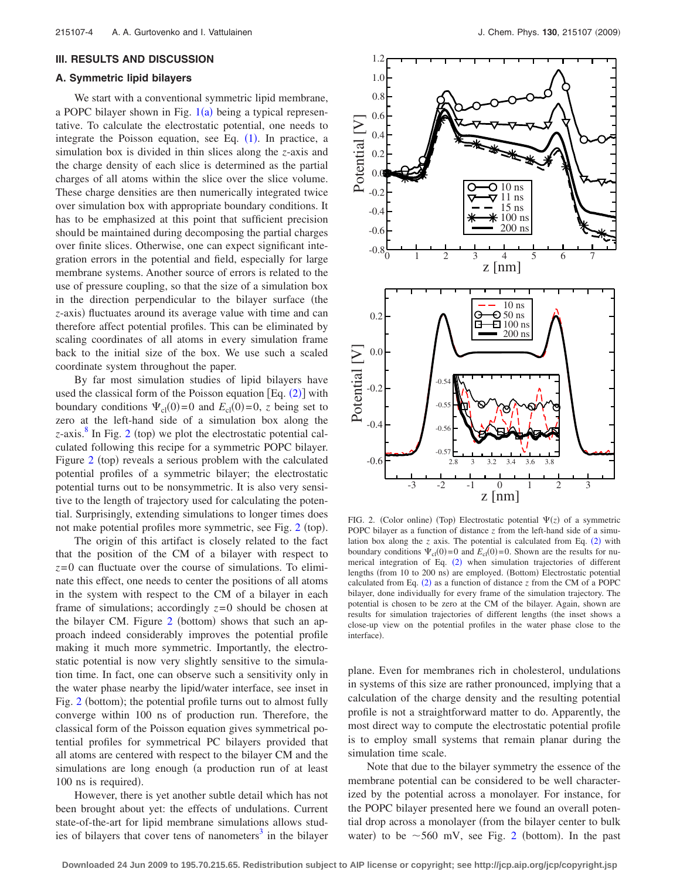## III. RESULTS AND DISCUSSION

### A. Symmetric lipid bilayers

We start with a conventional symmetric lipid membrane, a POPC bilayer shown in Fig. 1(a) being a typical representative. To calculate the electrostatic potential, one needs to integrate the Poisson equation, see Eq. (1). In practice, a simulation box is divided in thin slices along the $z$-axis and the charge density of each slice is determined as the partial charges of all atoms within the slice over the slice volume. These charge densities are then numerically integrated twice over simulation box with appropriate boundary conditions. It has to be emphasized at this point that sufficient precision should be maintained during decomposing the partial charges over finite slices. Otherwise, one can expect significant integration errors in the potential and field, especially for large membrane systems. Another source of errors is related to the use of pressure coupling, so that the size of a simulation box in the direction perpendicular to the bilayer surface (the $z$-axis) fluctuates around its average value with time and can therefore affect potential profiles. This can be eliminated by scaling coordinates of all atoms in every simulation frame back to the initial size of the box. We use such a scaled coordinate system throughout the paper.

By far most simulation studies of lipid bilayers have used the classical form of the Poisson equation [Eq. (2)] with boundary conditions $\Psi_{cl}(0)=0$ and $E_{cl}(0)=0$, $z$ being set to zero at the left-hand side of a simulation box along the $z$-axis.[8] In Fig. 2 (top) we plot the electrostatic potential calculated following this recipe for a symmetric POPC bilayer. Figure 2 (top) reveals a serious problem with the calculated potential profiles of a symmetric bilayer; the electrostatic potential turns out to be nonsymmetric. It is also very sensitive to the length of trajectory used for calculating the potential. Surprisingly, extending simulations to longer times does not make potential profiles more symmetric, see Fig. 2 (top).

The origin of this artifact is closely related to the fact that the position of the CM of a bilayer with respect to $z=0$ can fluctuate over the course of simulations. To eliminate this effect, one needs to center the positions of all atoms in the system with respect to the CM of a bilayer in each frame of simulations; accordingly $z=0$ should be chosen at the bilayer CM. Figure 2 (bottom) shows that such an approach indeed considerably improves the potential profile making it much more symmetric. Importantly, the electrostatic potential is now very slightly sensitive to the simulation time. In fact, one can observe such a sensitivity only in the water phase nearby the lipid/water interface, see inset in Fig. 2 (bottom); the potential profile turns out to almost fully converge within 100 ns of production run. Therefore, the classical form of the Poisson equation gives symmetrical potential profiles for symmetrical PC bilayers provided that all atoms are centered with respect to the bilayer CM and the simulations are long enough (a production run of at least 100 ns is required).

However, there is yet another subtle detail which has not been brought about yet: the effects of undulations. Current state-of-the-art for lipid membrane simulations allows studies of bilayers that cover tens of nanometers[3] in the bilayer plane. Even for membranes rich in cholesterol, undulations in systems of this size are rather pronounced, implying that a calculation of the charge density and the resulting potential profile is not a straightforward matter to do. Apparently, the most direct way to compute the electrostatic potential profile is to employ small systems that remain planar during the simulation time scale.

Note that due to the bilayer symmetry the essence of the membrane potential can be considered to be well characterized by the potential across a monolayer. For instance, for the POPC bilayer presented here we found an overall potential drop across a monolayer (from the bilayer center to bulk water) to be ~560 mV, see Fig. 2 (bottom). In the past

FIG. 2. (Color online) (Top) Electrostatic potential $\Psi(z)$ of a symmetric POPC bilayer as a function of distance $z$ from the left-hand side of a simulation box along the $z$ axis. The potential is calculated from Eq. (2) with boundary conditions $\Psi_{cl}(0)=0$ and $E_{cl}(0)=0$. Shown are the results for numerical integration of Eq. (2) when simulation trajectories of different lengths (from 10 to 200 ns) are employed. (Bottom) Electrostatic potential calculated from Eq. (2) as a function of distance $z$ from the CM of a POPC bilayer, done individually for every frame of the simulation trajectory. The potential is chosen to be zero at the CM of the bilayer. Again, shown are results for simulation trajectories of different lengths (the inset shows a close-up view on the potential profiles in the water phase close to the interface).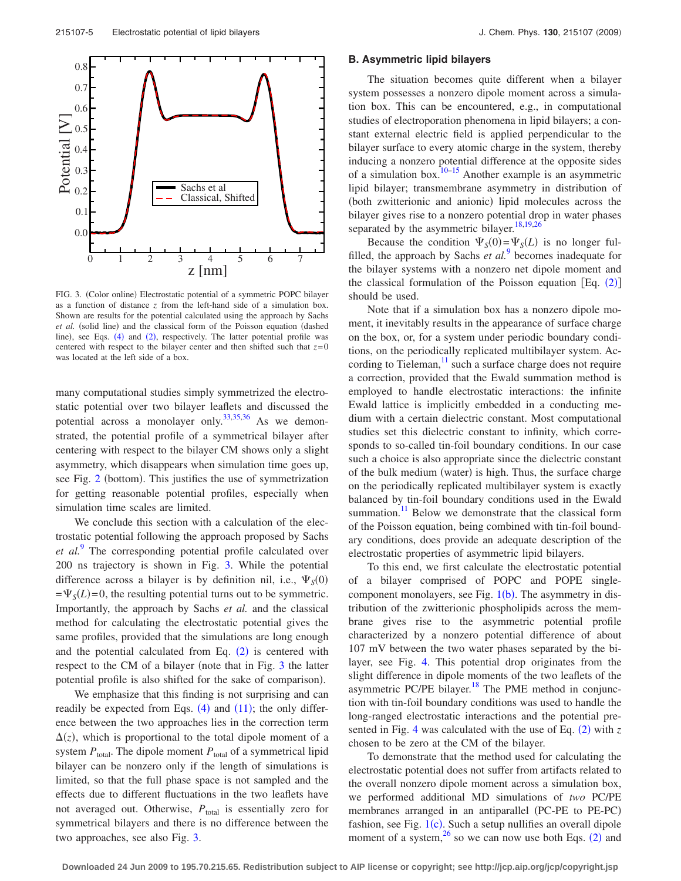FIG. 3. (Color online) Electrostatic potential of a symmetric POPC bilayer as a function of distance $z$ from the left-hand side of a simulation box. Shown are results for the potential calculated using the approach by Sachs *et al.* (solid line) and the classical form of the Poisson equation (dashed line), see Eqs. (4) and (2), respectively. The latter potential profile was centered with respect to the bilayer center and then shifted such that $z=0$ was located at the left side of a box.

many computational studies simply symmetrized the electrostatic potential over two bilayer leaflets and discussed the potential across a monolayer only.[33,35,36] As we demonstrated, the potential profile of a symmetrical bilayer after centering with respect to the bilayer CM shows only a slight asymmetry, which disappears when simulation time goes up, see Fig. 2 (bottom). This justifies the use of symmetrization for getting reasonable potential profiles, especially when simulation time scales are limited.

We conclude this section with a calculation of the electrostatic potential following the approach proposed by Sachs *et al.*[9] The corresponding potential profile calculated over 200 ns trajectory is shown in Fig. 3. While the potential difference across a bilayer is by definition nil, i.e., $\Psi_S(0)=\Psi_S(L)=0$, the resulting potential turns out to be symmetric. Importantly, the approach by Sachs *et al.* and the classical method for calculating the electrostatic potential gives the same profiles, provided that the simulations are long enough and the potential calculated from Eq. (2) is centered with respect to the CM of a bilayer (note that in Fig. 3 the latter potential profile is also shifted for the sake of comparison).

We emphasize that this finding is not surprising and can readily be expected from Eqs. (4) and (11); the only difference between the two approaches lies in the correction term $\Delta(z)$, which is proportional to the total dipole moment of a system $P_{\text{total}}$. The dipole moment $P_{\text{total}}$ of a symmetrical lipid bilayer can be nonzero only if the length of simulations is limited, so that the full phase space is not sampled and the effects due to different fluctuations in the two leaflets have not averaged out. Otherwise, $P_{\text{total}}$ is essentially zero for symmetrical bilayers and there is no difference between the two approaches, see also Fig. 3.

### B. Asymmetric lipid bilayers

The situation becomes quite different when a bilayer system possesses a nonzero dipole moment across a simulation box. This can be encountered, e.g., in computational studies of electroporation phenomena in lipid bilayers; a constant external electric field is applied perpendicular to the bilayer surface to every atomic charge in the system, thereby inducing a nonzero potential difference at the opposite sides of a simulation box.[10–15] Another example is an asymmetric lipid bilayer; transmembrane asymmetry in distribution of (both zwitterionic and anionic) lipid molecules across the bilayer gives rise to a nonzero potential drop in water phases separated by the asymmetric bilayer.[18,19,26]

Because the condition $\Psi_S(0)=\Psi_S(L)$ is no longer fulfilled, the approach by Sachs *et al.*[9] becomes inadequate for the bilayer systems with a nonzero net dipole moment and the classical formulation of the Poisson equation [Eq. (2)] should be used.

Note that if a simulation box has a nonzero dipole moment, it inevitably results in the appearance of surface charge on the box, or, for a system under periodic boundary conditions, on the periodically replicated multibilayer system. According to Tieleman,[11] such a surface charge does not require a correction, provided that the Ewald summation method is employed to handle electrostatic interactions: the infinite Ewald lattice is implicitly embedded in a conducting medium with a certain dielectric constant. Most computational studies set this dielectric constant to infinity, which corresponds to so-called tin-foil boundary conditions. In our case such a choice is also appropriate since the dielectric constant of the bulk medium (water) is high. Thus, the surface charge on the periodically replicated multibilayer system is exactly balanced by tin-foil boundary conditions used in the Ewald summation.[11] Below we demonstrate that the classical form of the Poisson equation, being combined with tin-foil boundary conditions, does provide an adequate description of the electrostatic properties of asymmetric lipid bilayers.

To this end, we first calculate the electrostatic potential of a bilayer comprised of POPC and POPE single-component monolayers, see Fig. 1(b). The asymmetry in distribution of the zwitterionic phospholipids across the membrane gives rise to the asymmetric potential profile characterized by a nonzero potential difference of about 107 mV between the two water phases separated by the bilayer, see Fig. 4. This potential drop originates from the slight difference in dipole moments of the two leaflets of the asymmetric PC/PE bilayer.[18] The PME method in conjunction with tin-foil boundary conditions was used to handle the long-ranged electrostatic interactions and the potential presented in Fig. 4 was calculated with the use of Eq. (2) with $z$ chosen to be zero at the CM of the bilayer.

To demonstrate that the method used for calculating the electrostatic potential does not suffer from artifacts related to the overall nonzero dipole moment across a simulation box, we performed additional MD simulations of *two* PC/PE membranes arranged in an antiparallel (PC-PE to PE-PC) fashion, see Fig. 1(c). Such a setup nullifies an overall dipole moment of a system,[26] so we can now use both Eqs. (2) and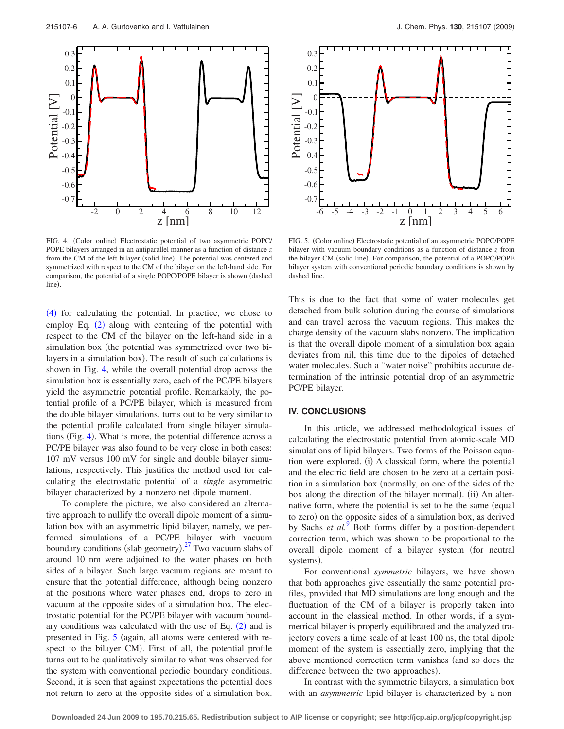FIG. 4. (Color online) Electrostatic potential of two asymmetric POPC/POPE bilayers arranged in an antiparallel manner as a function of distance $z$ from the CM of the left bilayer (solid line). The potential was centered and symmetrized with respect to the CM of the bilayer on the left-hand side. For comparison, the potential of a single POPC/POPE bilayer is shown (dashed line).

FIG. 5. (Color online) Electrostatic potential of an asymmetric POPC/POPE bilayer with vacuum boundary conditions as a function of distance $z$ from the bilayer CM (solid line). For comparison, the potential of a POPC/POPE bilayer system with conventional periodic boundary conditions is shown by dashed line.

(4) for calculating the potential. In practice, we chose to employ Eq. (2) along with centering of the potential with respect to the CM of the bilayer on the left-hand side in a simulation box (the potential was symmetrized over two bilayers in a simulation box). The result of such calculations is shown in Fig. 4, while the overall potential drop across the simulation box is essentially zero, each of the PC/PE bilayers yield the asymmetric potential profile. Remarkably, the potential profile of a PC/PE bilayer, which is measured from the double bilayer simulations, turns out to be very similar to the potential profile calculated from single bilayer simulations (Fig. 4). What is more, the potential difference across a PC/PE bilayer was also found to be very close in both cases: 107 mV versus 100 mV for single and double bilayer simulations, respectively. This justifies the method used for calculating the electrostatic potential of a *single* asymmetric bilayer characterized by a nonzero net dipole moment.

To complete the picture, we also considered an alternative approach to nullify the overall dipole moment of a simulation box with an asymmetric lipid bilayer, namely, we performed simulations of a PC/PE bilayer with vacuum boundary conditions (slab geometry).[27] Two vacuum slabs of around 10 nm were adjoined to the water phases on both sides of a bilayer. Such large vacuum regions are meant to ensure that the potential difference, although being nonzero at the positions where water phases end, drops to zero in vacuum at the opposite sides of a simulation box. The electrostatic potential for the PC/PE bilayer with vacuum boundary conditions was calculated with the use of Eq. (2) and is presented in Fig. 5 (again, all atoms were centered with respect to the bilayer CM). First of all, the potential profile turns out to be qualitatively similar to what was observed for the system with conventional periodic boundary conditions. Second, it is seen that against expectations the potential does not return to zero at the opposite sides of a simulation box. This is due to the fact that some of water molecules get detached from bulk solution during the course of simulations and can travel across the vacuum regions. This makes the charge density of the vacuum slabs nonzero. The implication is that the overall dipole moment of a simulation box again deviates from nil, this time due to the dipoles of detached water molecules. Such a "water noise" prohibits accurate determination of the intrinsic potential drop of an asymmetric PC/PE bilayer.

## IV. CONCLUSIONS

In this article, we addressed methodological issues of calculating the electrostatic potential from atomic-scale MD simulations of lipid bilayers. Two forms of the Poisson equation were explored. (i) A classical form, where the potential and the electric field are chosen to be zero at a certain position in a simulation box (normally, on one of the sides of the box along the direction of the bilayer normal). (ii) An alternative form, where the potential is set to be the same (equal to zero) on the opposite sides of a simulation box, as derived by Sachs *et al.*[9] Both forms differ by a position-dependent correction term, which was shown to be proportional to the overall dipole moment of a bilayer system (for neutral systems).

For conventional *symmetric* bilayers, we have shown that both approaches give essentially the same potential profiles, provided that MD simulations are long enough and the fluctuation of the CM of a bilayer is properly taken into account in the classical method. In other words, if a symmetrical bilayer is properly equilibrated and the analyzed trajectory covers a time scale of at least 100 ns, the total dipole moment of the system is essentially zero, implying that the above mentioned correction term vanishes (and so does the difference between the two approaches).

In contrast with the symmetric bilayers, a simulation box with an *asymmetric* lipid bilayer is characterized by a non-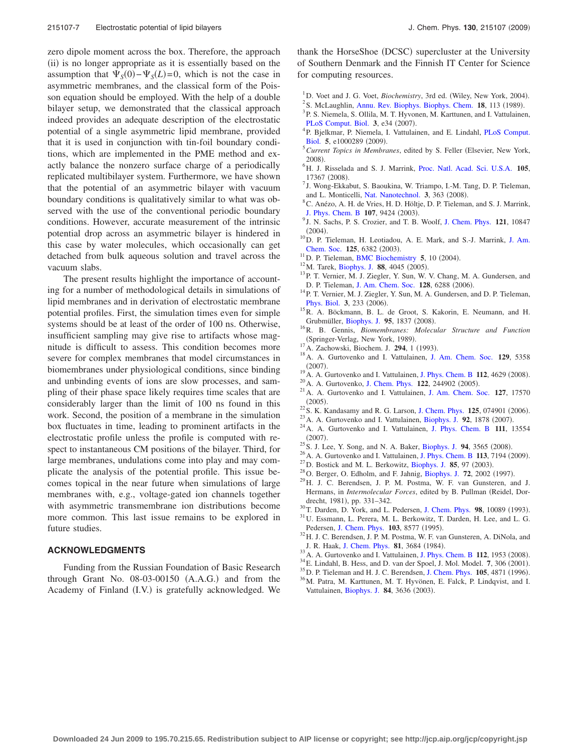zero dipole moment across the box. Therefore, the approach (ii) is no longer appropriate as it is essentially based on the assumption that $\Psi_S(0)-\Psi_S(L)=0$, which is not the case in asymmetric membranes, and the classical form of the Poisson equation should be employed. With the help of a double bilayer setup, we demonstrated that the classical approach indeed provides an adequate description of the electrostatic potential of a single asymmetric lipid membrane, provided that it is used in conjunction with tin-foil boundary conditions, which are implemented in the PME method and exactly balance the nonzero surface charge of a periodically replicated multibilayer system. Furthermore, we have shown that the potential of an asymmetric bilayer with vacuum boundary conditions is qualitatively similar to what was observed with the use of the conventional periodic boundary conditions. However, accurate measurement of the intrinsic potential drop across an asymmetric bilayer is hindered in this case by water molecules, which occasionally can get detached from bulk aqueous solution and travel across the vacuum slabs.

The present results highlight the importance of accounting for a number of methodological details in simulations of lipid membranes and in derivation of electrostatic membrane potential profiles. First, the simulation times even for simple systems should be at least of the order of 100 ns. Otherwise, insufficient sampling may give rise to artifacts whose magnitude is difficult to assess. This condition becomes more severe for complex membranes that model circumstances in biomembranes under physiological conditions, since binding and unbinding events of ions are slow processes, and sampling of their phase space likely requires time scales that are considerably larger than the limit of 100 ns found in this work. Second, the position of a membrane in the simulation box fluctuates in time, leading to prominent artifacts in the electrostatic profile unless the profile is computed with respect to instantaneous CM positions of the bilayer. Third, for large membranes, undulations come into play and may complicate the analysis of the potential profile. This issue becomes topical in the near future when simulations of large membranes with, e.g., voltage-gated ion channels together with asymmetric transmembrane ion distributions become more common. This last issue remains to be explored in future studies.

## ACKNOWLEDGMENTS

Funding from the Russian Foundation of Basic Research through Grant No. 08-03-00150 (A.A.G.) and from the Academy of Finland (I.V.) is gratefully acknowledged. We thank the HorseShoe (DCSC) supercluster at the University of Southern Denmark and the Finnish IT Center for Science for computing resources.

[1] D. Voet and J. G. Voet, *Biochemistry*, 3rd ed. (Wiley, New York, 2004).
[2] S. McLaughlin, Annu. Rev. Biophys. Biophys. Chem. **18**, 113 (1989).
[3] P. S. Niemela, S. Ollila, M. T. Hyvonen, M. Karttunen, and I. Vattulainen, PLoS Comput. Biol. **3**, e34 (2007).
[4] P. Bjelkmar, P. Niemela, I. Vattulainen, and E. Lindahl, PLoS Comput. Biol. **5**, e1000289 (2009).
[5] *Current Topics in Membranes*, edited by S. Feller (Elsevier, New York, 2008).
[6] H. J. Risselada and S. J. Marrink, Proc. Natl. Acad. Sci. U.S.A. **105**, 17367 (2008).
[7] J. Wong-Ekkabut, S. Baoukina, W. Triampo, I.-M. Tang, D. P. Tieleman, and L. Monticelli, Nat. Nanotechnol. **3**, 363 (2008).
[8] C. Anézo, A. H. de Vries, H. D. Höltje, D. P. Tieleman, and S. J. Marrink, J. Phys. Chem. B **107**, 9424 (2003).
[9] J. N. Sachs, P. S. Crozier, and T. B. Woolf, J. Chem. Phys. **121**, 10847 (2004).
[10] D. P. Tieleman, H. Leotiadou, A. E. Mark, and S.-J. Marrink, J. Am. Chem. Soc. **125**, 6382 (2003).
[11] D. P. Tieleman, BMC Biochemistry **5**, 10 (2004).
[12] M. Tarek, Biophys. J. **88**, 4045 (2005).
[13] P. T. Vernier, M. J. Ziegler, Y. Sun, W. V. Chang, M. A. Gundersen, and D. P. Tieleman, J. Am. Chem. Soc. **128**, 6288 (2006).
[14] P. T. Vernier, M. J. Ziegler, Y. Sun, M. A. Gundersen, and D. P. Tieleman, Phys. Biol. **3**, 233 (2006).
[15] R. A. Böckmann, B. L. de Groot, S. Kakorin, E. Neumann, and H. Grubmüller, Biophys. J. **95**, 1837 (2008).
[16] R. B. Gennis, *Biomembranes: Molecular Structure and Function* (Springer-Verlag, New York, 1989).
[17] A. Zachowski, Biochem. J. **294**, 1 (1993).
[18] A. A. Gurtovenko and I. Vattulainen, J. Am. Chem. Soc. **129**, 5358 (2007).
[19] A. A. Gurtovenko and I. Vattulainen, J. Phys. Chem. B **112**, 4629 (2008).
[20] A. A. Gurtovenko, J. Chem. Phys. **122**, 244902 (2005).
[21] A. A. Gurtovenko and I. Vattulainen, J. Am. Chem. Soc. **127**, 17570 (2005).
[22] S. K. Kandasamy and R. G. Larson, J. Chem. Phys. **125**, 074901 (2006).
[23] A. A. Gurtovenko and I. Vattulainen, Biophys. J. **92**, 1878 (2007).
[24] A. A. Gurtovenko and I. Vattulainen, J. Phys. Chem. B **111**, 13554 (2007).
[25] S. J. Lee, Y. Song, and N. A. Baker, Biophys. J. **94**, 3565 (2008).
[26] A. A. Gurtovenko and I. Vattulainen, J. Phys. Chem. B **113**, 7194 (2009).
[27] D. Bostick and M. L. Berkowitz, Biophys. J. **85**, 97 (2003).
[28] O. Berger, O. Edholm, and F. Jahnig, Biophys. J. **72**, 2002 (1997).
[29] H. J. C. Berendsen, J. P. M. Postma, W. F. van Gunsteren, and J. Hermans, in *Intermolecular Forces*, edited by B. Pullman (Reidel, Dordrecht, 1981), pp. 331–342.
[30] T. Darden, D. York, and L. Pedersen, J. Chem. Phys. **98**, 10089 (1993).
[31] U. Essmann, L. Perera, M. L. Berkowitz, T. Darden, H. Lee, and L. G. Pedersen, J. Chem. Phys. **103**, 8577 (1995).
[32] H. J. C. Berendsen, J. P. M. Postma, W. F. van Gunsteren, A. DiNola, and J. R. Haak, J. Chem. Phys. **81**, 3684 (1984).
[33] A. A. Gurtovenko and I. Vattulainen, J. Phys. Chem. B **112**, 1953 (2008).
[34] E. Lindahl, B. Hess, and D. van der Spoel, J. Mol. Model. **7**, 306 (2001).
[35] D. P. Tieleman and H. J. C. Berendsen, J. Chem. Phys. **105**, 4871 (1996).
[36] M. Patra, M. Karttunen, M. T. Hyvönen, E. Falck, P. Lindqvist, and I. Vattulainen, Biophys. J. **84**, 3636 (2003).